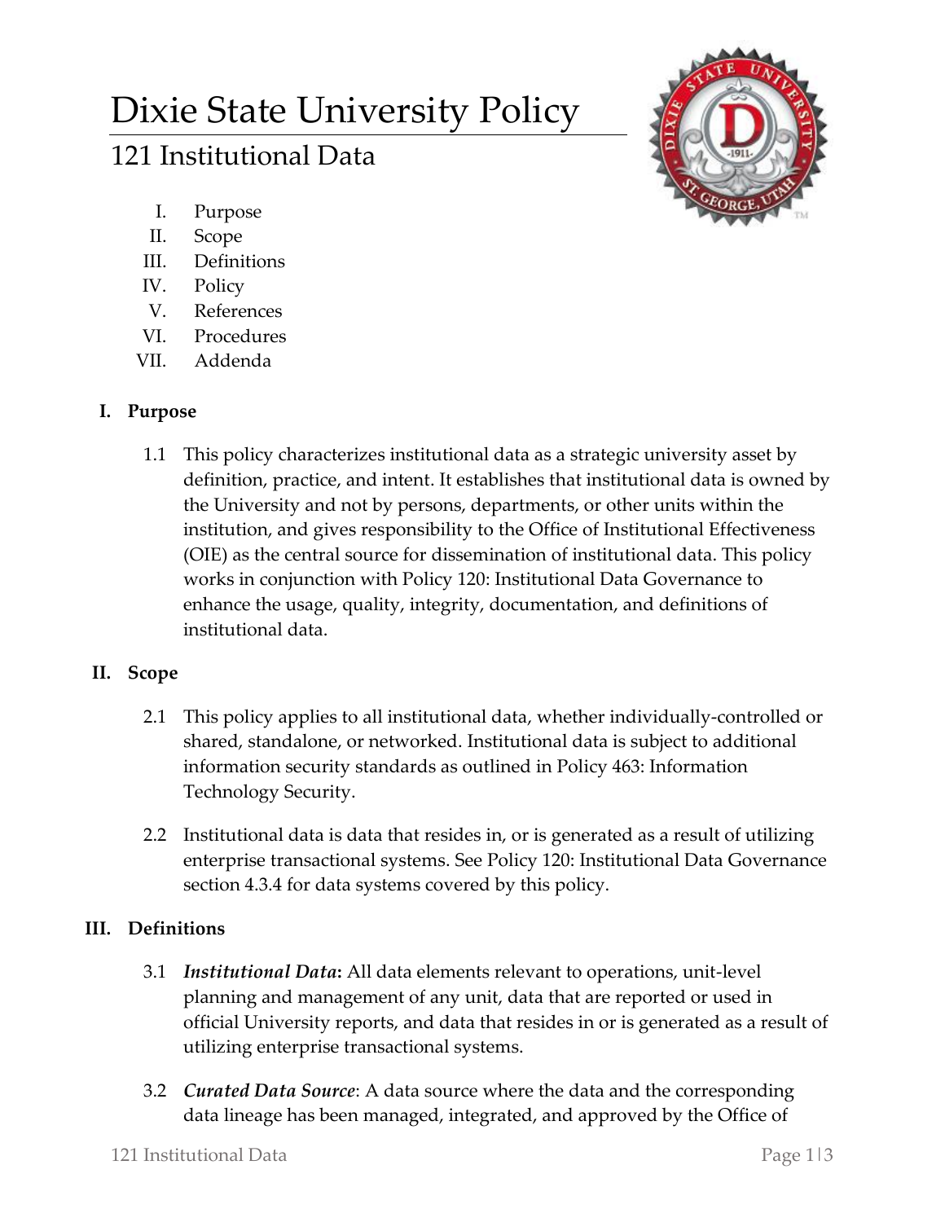# Dixie State University Policy

## 121 Institutional Data

I. Purpose
II. Scope
III. Definitions
IV. Policy
V. References
VI. Procedures
VII. Addenda

### I. Purpose

1.1 This policy characterizes institutional data as a strategic university asset by definition, practice, and intent. It establishes that institutional data is owned by the University and not by persons, departments, or other units within the institution, and gives responsibility to the Office of Institutional Effectiveness (OIE) as the central source for dissemination of institutional data. This policy works in conjunction with Policy 120: Institutional Data Governance to enhance the usage, quality, integrity, documentation, and definitions of institutional data.

### II. Scope

2.1 This policy applies to all institutional data, whether individually-controlled or shared, standalone, or networked. Institutional data is subject to additional information security standards as outlined in Policy 463: Information Technology Security.

2.2 Institutional data is data that resides in, or is generated as a result of utilizing enterprise transactional systems. See Policy 120: Institutional Data Governance section 4.3.4 for data systems covered by this policy.

### III. Definitions

3.1 ***Institutional Data*:** All data elements relevant to operations, unit-level planning and management of any unit, data that are reported or used in official University reports, and data that resides in or is generated as a result of utilizing enterprise transactional systems.

3.2 ***Curated Data Source***: A data source where the data and the corresponding data lineage has been managed, integrated, and approved by the Office of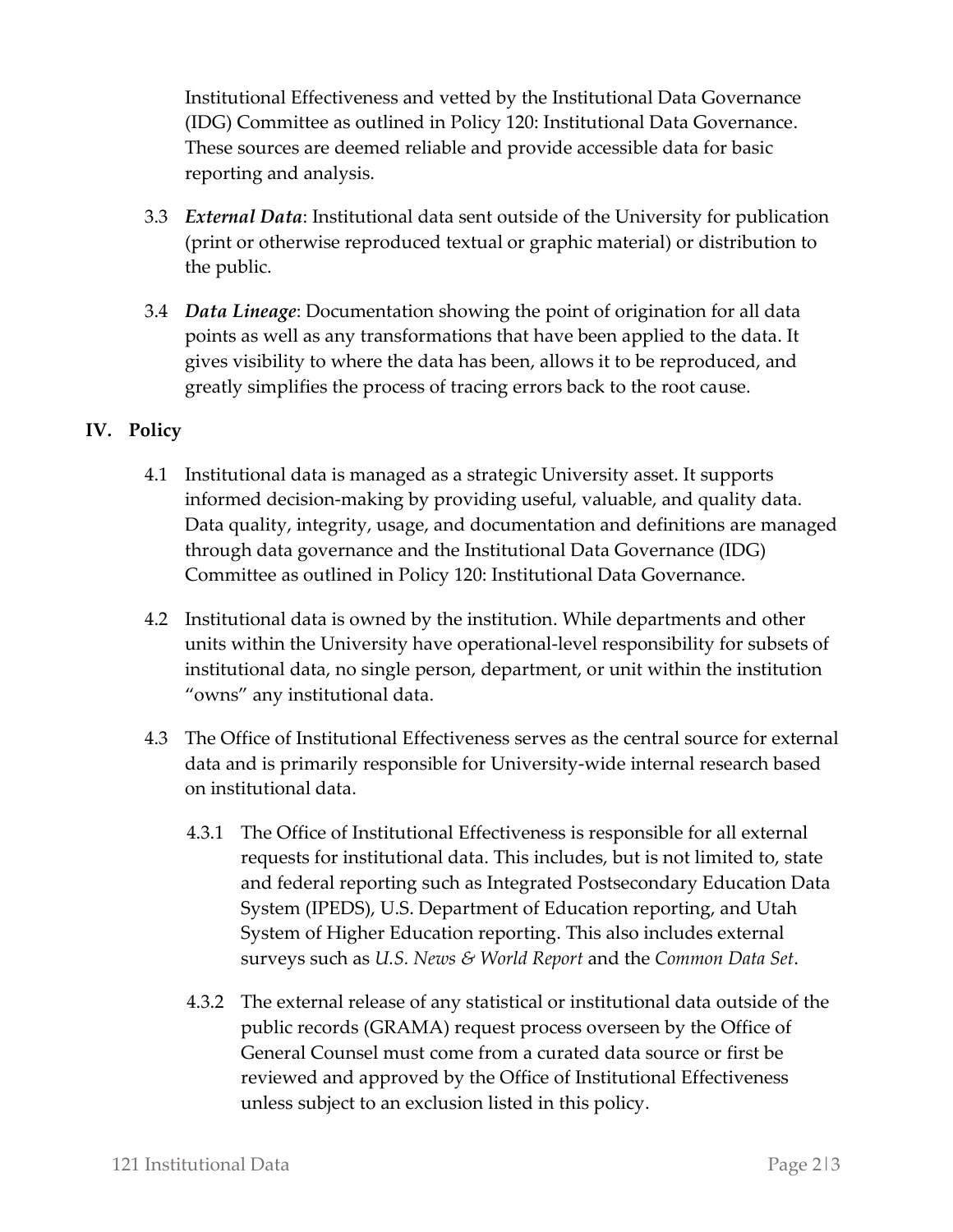Institutional Effectiveness and vetted by the Institutional Data Governance (IDG) Committee as outlined in Policy 120: Institutional Data Governance. These sources are deemed reliable and provide accessible data for basic reporting and analysis.

3.3 ***External Data***: Institutional data sent outside of the University for publication (print or otherwise reproduced textual or graphic material) or distribution to the public.

3.4 ***Data Lineage***: Documentation showing the point of origination for all data points as well as any transformations that have been applied to the data. It gives visibility to where the data has been, allows it to be reproduced, and greatly simplifies the process of tracing errors back to the root cause.

## IV. Policy

4.1 Institutional data is managed as a strategic University asset. It supports informed decision-making by providing useful, valuable, and quality data. Data quality, integrity, usage, and documentation and definitions are managed through data governance and the Institutional Data Governance (IDG) Committee as outlined in Policy 120: Institutional Data Governance.

4.2 Institutional data is owned by the institution. While departments and other units within the University have operational-level responsibility for subsets of institutional data, no single person, department, or unit within the institution "owns" any institutional data.

4.3 The Office of Institutional Effectiveness serves as the central source for external data and is primarily responsible for University-wide internal research based on institutional data.

4.3.1 The Office of Institutional Effectiveness is responsible for all external requests for institutional data. This includes, but is not limited to, state and federal reporting such as Integrated Postsecondary Education Data System (IPEDS), U.S. Department of Education reporting, and Utah System of Higher Education reporting. This also includes external surveys such as *U.S. News & World Report* and the *Common Data Set*.

4.3.2 The external release of any statistical or institutional data outside of the public records (GRAMA) request process overseen by the Office of General Counsel must come from a curated data source or first be reviewed and approved by the Office of Institutional Effectiveness unless subject to an exclusion listed in this policy.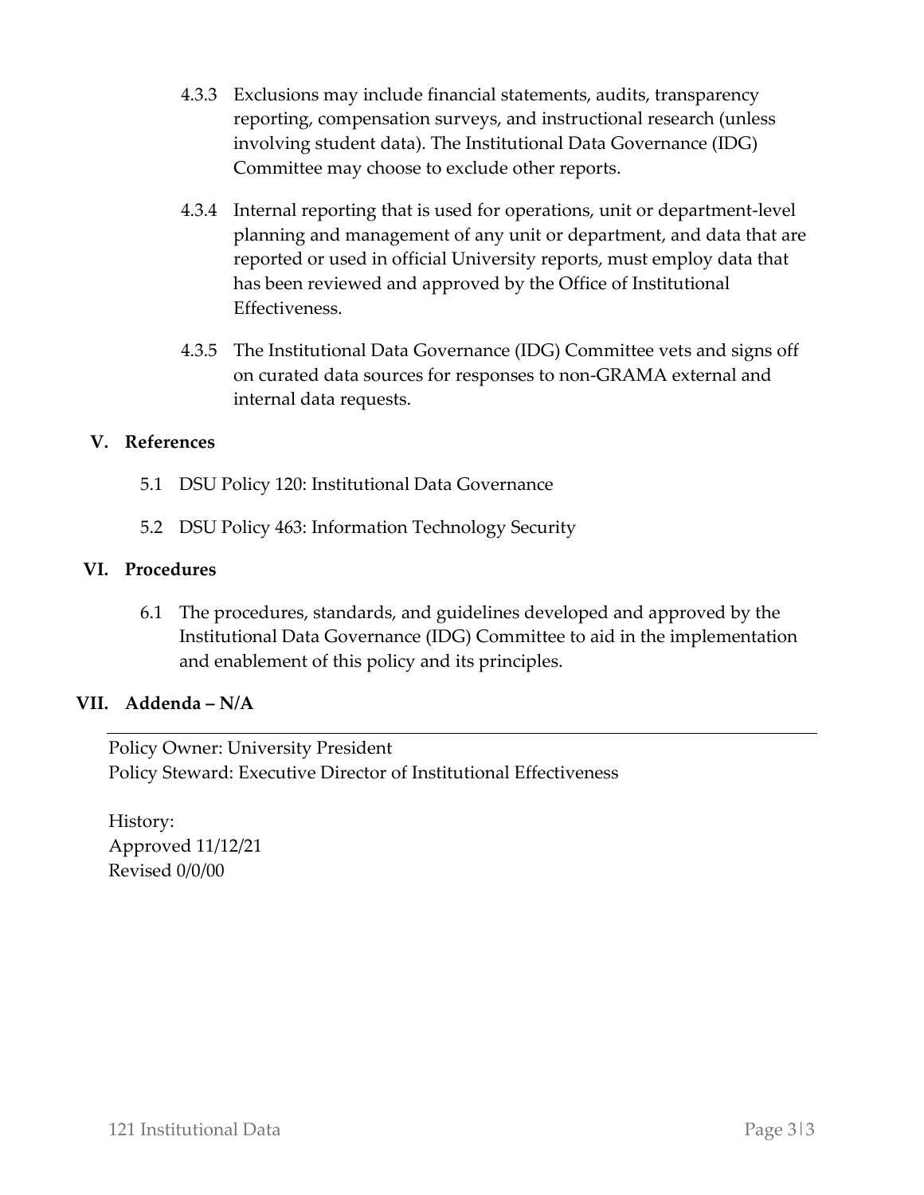4.3.3 Exclusions may include financial statements, audits, transparency reporting, compensation surveys, and instructional research (unless involving student data). The Institutional Data Governance (IDG) Committee may choose to exclude other reports.

4.3.4 Internal reporting that is used for operations, unit or department-level planning and management of any unit or department, and data that are reported or used in official University reports, must employ data that has been reviewed and approved by the Office of Institutional Effectiveness.

4.3.5 The Institutional Data Governance (IDG) Committee vets and signs off on curated data sources for responses to non-GRAMA external and internal data requests.

## V. References

5.1 DSU Policy 120: Institutional Data Governance

5.2 DSU Policy 463: Information Technology Security

## VI. Procedures

6.1 The procedures, standards, and guidelines developed and approved by the Institutional Data Governance (IDG) Committee to aid in the implementation and enablement of this policy and its principles.

## VII. Addenda – N/A

---

Policy Owner: University President
Policy Steward: Executive Director of Institutional Effectiveness

History:
Approved 11/12/21
Revised 0/0/00